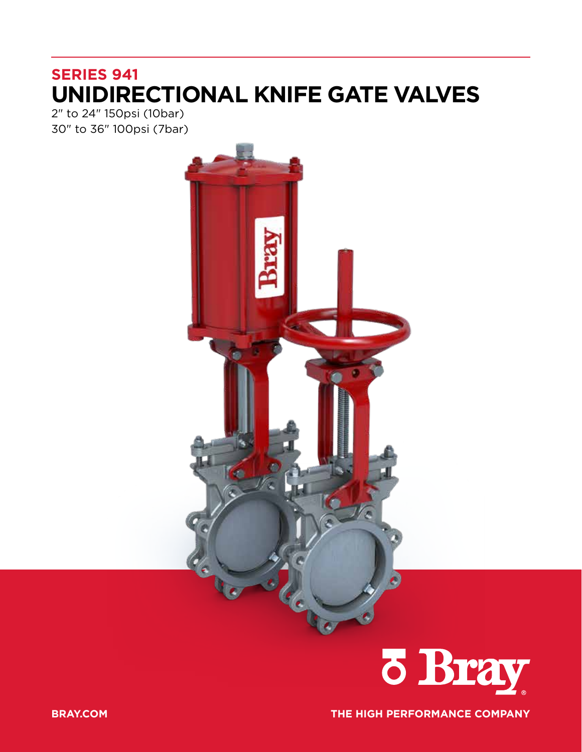## SERIES 941

# UNIDIRECTIONAL KNIFE GATE VALVES

2″ to 24″ 150psi (10bar)
30″ to 36″ 100psi (7bar)

BRAY.COM

THE HIGH PERFORMANCE COMPANY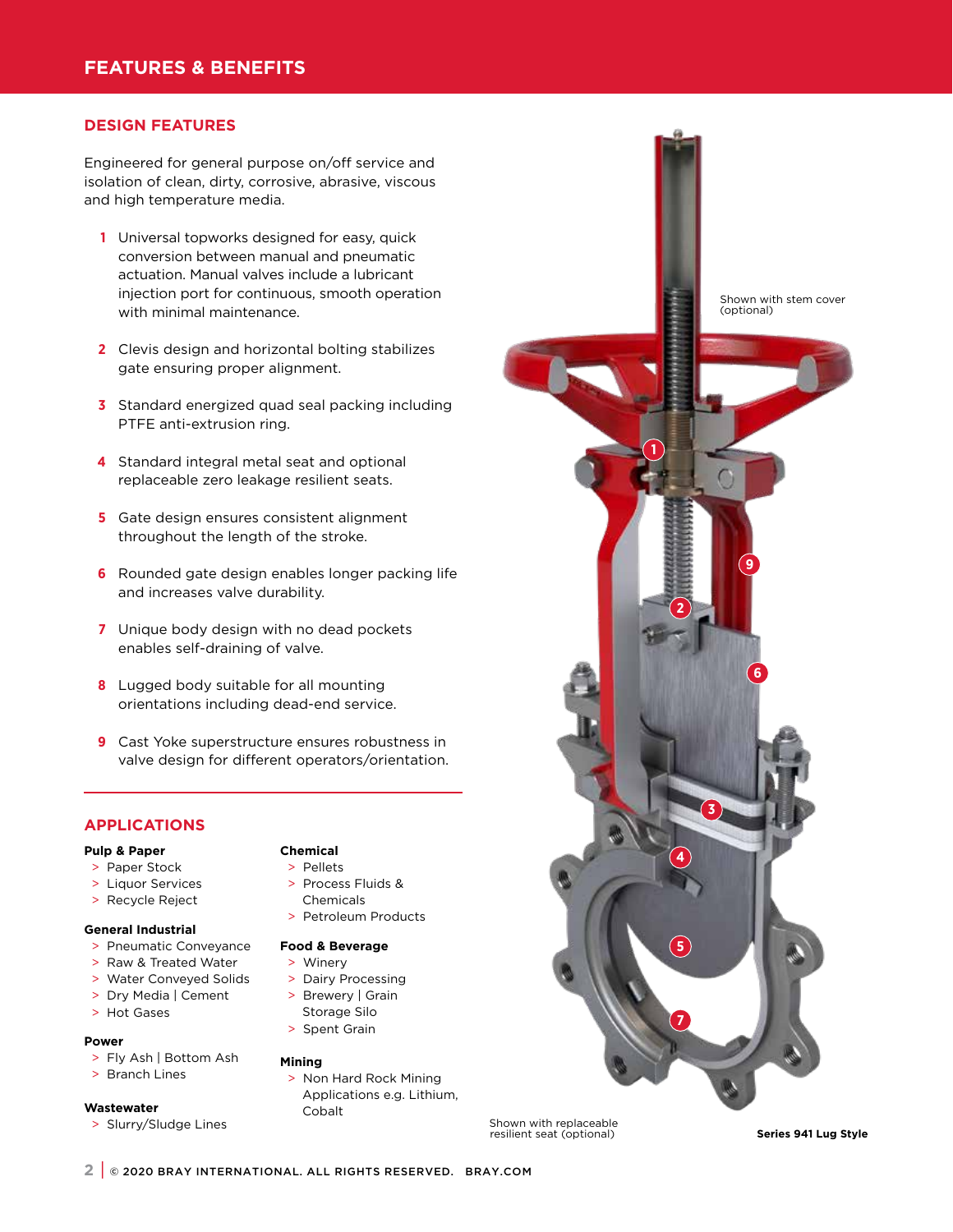## FEATURES & BENEFITS

### DESIGN FEATURES

Engineered for general purpose on/off service and isolation of clean, dirty, corrosive, abrasive, viscous and high temperature media.

1. Universal topworks designed for easy, quick conversion between manual and pneumatic actuation. Manual valves include a lubricant injection port for continuous, smooth operation with minimal maintenance.
2. Clevis design and horizontal bolting stabilizes gate ensuring proper alignment.
3. Standard energized quad seal packing including PTFE anti-extrusion ring.
4. Standard integral metal seat and optional replaceable zero leakage resilient seats.
5. Gate design ensures consistent alignment throughout the length of the stroke.
6. Rounded gate design enables longer packing life and increases valve durability.
7. Unique body design with no dead pockets enables self-draining of valve.
8. Lugged body suitable for all mounting orientations including dead-end service.
9. Cast Yoke superstructure ensures robustness in valve design for different operators/orientation.

### APPLICATIONS

**Pulp & Paper**
- Paper Stock
- Liquor Services
- Recycle Reject

**General Industrial**
- Pneumatic Conveyance
- Raw & Treated Water
- Water Conveyed Solids
- Dry Media | Cement
- Hot Gases

**Power**
- Fly Ash | Bottom Ash
- Branch Lines

**Wastewater**
- Slurry/Sludge Lines

**Chemical**
- Pellets
- Process Fluids & Chemicals
- Petroleum Products

**Food & Beverage**
- Winery
- Dairy Processing
- Brewery | Grain Storage Silo
- Spent Grain

**Mining**
- Non Hard Rock Mining Applications e.g. Lithium, Cobalt

Shown with stem cover (optional)

Shown with replaceable resilient seat (optional)

**Series 941 Lug Style**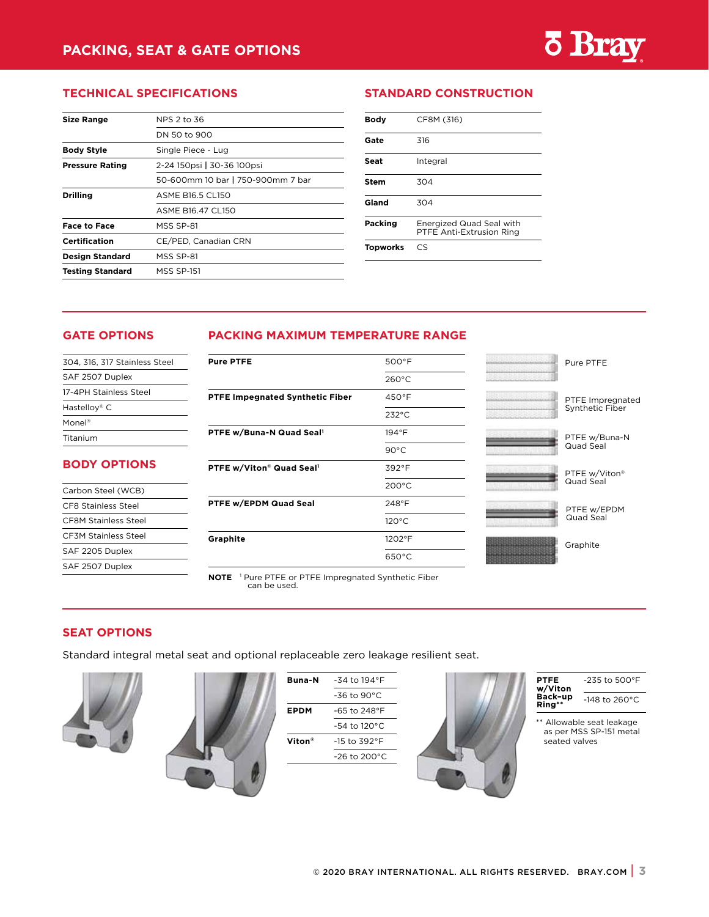## PACKING, SEAT & GATE OPTIONS

### TECHNICAL SPECIFICATIONS

| | |
|---|---|
| **Size Range** | NPS 2 to 36 |
| | DN 50 to 900 |
| **Body Style** | Single Piece - Lug |
| **Pressure Rating** | 2-24 150psi \| 30-36 100psi |
| | 50-600mm 10 bar \| 750-900mm 7 bar |
| **Drilling** | ASME B16.5 CL150 |
| | ASME B16.47 CL150 |
| **Face to Face** | MSS SP-81 |
| **Certification** | CE/PED, Canadian CRN |
| **Design Standard** | MSS SP-81 |
| **Testing Standard** | MSS SP-151 |

### STANDARD CONSTRUCTION

| | |
|---|---|
| **Body** | CF8M (316) |
| **Gate** | 316 |
| **Seat** | Integral |
| **Stem** | 304 |
| **Gland** | 304 |
| **Packing** | Energized Quad Seal with PTFE Anti-Extrusion Ring |
| **Topworks** | CS |

### GATE OPTIONS

- 304, 316, 317 Stainless Steel
- SAF 2507 Duplex
- 17-4PH Stainless Steel
- Hastelloy® C
- Monel®
- Titanium

### BODY OPTIONS

- Carbon Steel (WCB)
- CF8 Stainless Steel
- CF8M Stainless Steel
- CF3M Stainless Steel
- SAF 2205 Duplex
- SAF 2507 Duplex

### PACKING MAXIMUM TEMPERATURE RANGE

| | |
|---|---|
| **Pure PTFE** | 500°F |
| | 260°C |
| **PTFE Impegnated Synthetic Fiber** | 450°F |
| | 232°C |
| **PTFE w/Buna-N Quad Seal**[1] | 194°F |
| | 90°C |
| **PTFE w/Viton® Quad Seal**[1] | 392°F |
| | 200°C |
| **PTFE w/EPDM Quad Seal** | 248°F |
| | 120°C |
| **Graphite** | 1202°F |
| | 650°C |

**NOTE** [1] Pure PTFE or PTFE Impregnated Synthetic Fiber can be used.

Pure PTFE

PTFE Impregnated Synthetic Fiber

PTFE w/Buna-N Quad Seal

PTFE w/Viton® Quad Seal

PTFE w/EPDM Quad Seal

Graphite

### SEAT OPTIONS

Standard integral metal seat and optional replaceable zero leakage resilient seat.

| | |
|---|---|
| **Buna-N** | -34 to 194°F |
| | -36 to 90°C |
| **EPDM** | -65 to 248°F |
| | -54 to 120°C |
| **Viton®** | -15 to 392°F |
| | -26 to 200°C |

| | |
|---|---|
| **PTFE w/Viton Back-up Ring**** | -235 to 500°F |
| | -148 to 260°C |

** Allowable seat leakage as per MSS SP-151 metal seated valves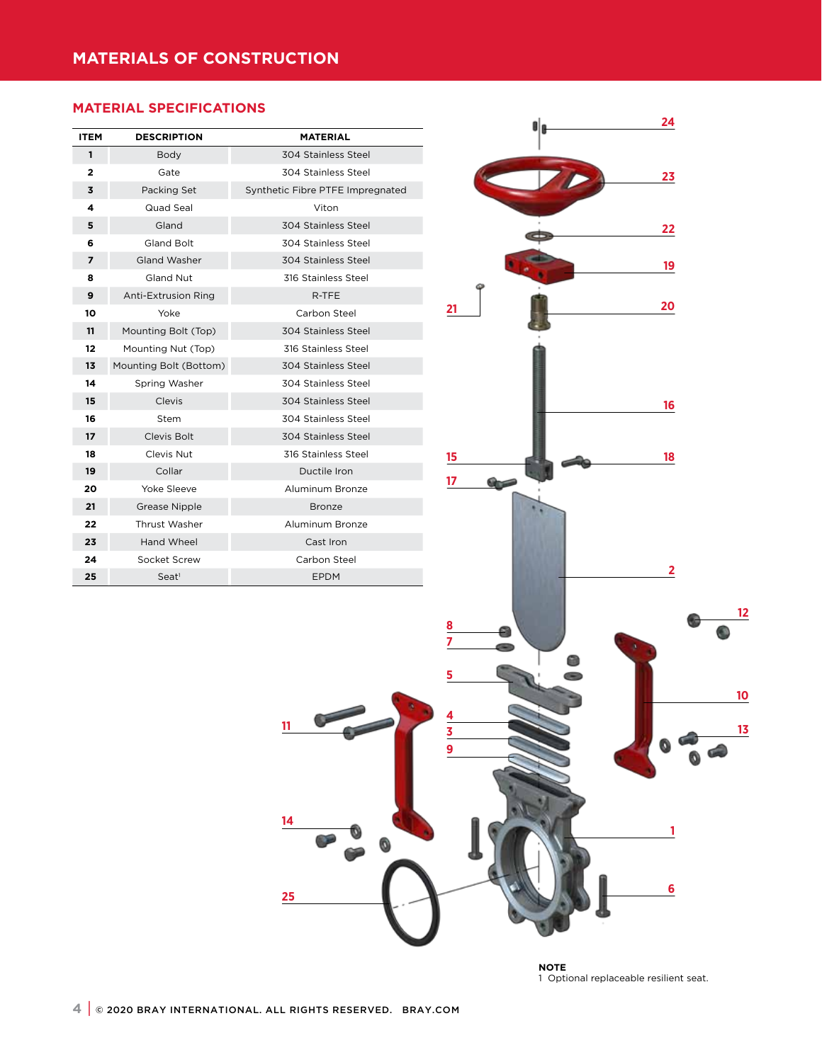## MATERIALS OF CONSTRUCTION

### MATERIAL SPECIFICATIONS

| ITEM | DESCRIPTION | MATERIAL |
|---|---|---|
| 1 | Body | 304 Stainless Steel |
| 2 | Gate | 304 Stainless Steel |
| 3 | Packing Set | Synthetic Fibre PTFE Impregnated |
| 4 | Quad Seal | Viton |
| 5 | Gland | 304 Stainless Steel |
| 6 | Gland Bolt | 304 Stainless Steel |
| 7 | Gland Washer | 304 Stainless Steel |
| 8 | Gland Nut | 316 Stainless Steel |
| 9 | Anti-Extrusion Ring | R-TFE |
| 10 | Yoke | Carbon Steel |
| 11 | Mounting Bolt (Top) | 304 Stainless Steel |
| 12 | Mounting Nut (Top) | 316 Stainless Steel |
| 13 | Mounting Bolt (Bottom) | 304 Stainless Steel |
| 14 | Spring Washer | 304 Stainless Steel |
| 15 | Clevis | 304 Stainless Steel |
| 16 | Stem | 304 Stainless Steel |
| 17 | Clevis Bolt | 304 Stainless Steel |
| 18 | Clevis Nut | 316 Stainless Steel |
| 19 | Collar | Ductile Iron |
| 20 | Yoke Sleeve | Aluminum Bronze |
| 21 | Grease Nipple | Bronze |
| 22 | Thrust Washer | Aluminum Bronze |
| 23 | Hand Wheel | Cast Iron |
| 24 | Socket Screw | Carbon Steel |
| 25 | Seat[1] | EPDM |

24
23
22
19
21
20
16
15
18
17
2
8
7
12
5
10
11
4
3
13
9
14
1
25
6

**NOTE**
1 Optional replaceable resilient seat.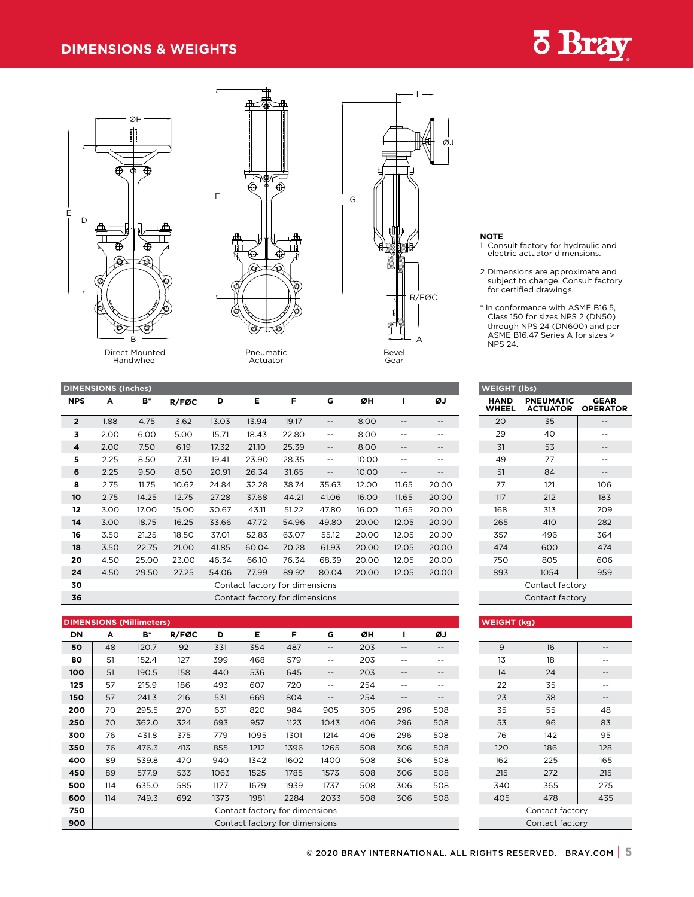## DIMENSIONS & WEIGHTS

ØH

E

D

B

Direct Mounted Handwheel

F

Pneumatic Actuator

I

ØJ

G

R/FØC

A

Bevel Gear

**NOTE**

1 Consult factory for hydraulic and electric actuator dimensions.

2 Dimensions are approximate and subject to change. Consult factory for certified drawings.

* In conformance with ASME B16.5, Class 150 for sizes NPS 2 (DN50) through NPS 24 (DN600) and per ASME B16.47 Series A for sizes > NPS 24.

| DIMENSIONS (Inches) | | | | | | | | | | | WEIGHT (lbs) | | |
|---|---|---|---|---|---|---|---|---|---|---|---|---|---|
| NPS | A | B* | R/FØC | D | E | F | G | ØH | I | ØJ | HAND WHEEL | PNEUMATIC ACTUATOR | GEAR OPERATOR |
| 2 | 1.88 | 4.75 | 3.62 | 13.03 | 13.94 | 19.17 | -- | 8.00 | -- | -- | 20 | 35 | -- |
| 3 | 2.00 | 6.00 | 5.00 | 15.71 | 18.43 | 22.80 | -- | 8.00 | -- | -- | 29 | 40 | -- |
| 4 | 2.00 | 7.50 | 6.19 | 17.32 | 21.10 | 25.39 | -- | 8.00 | -- | -- | 31 | 53 | -- |
| 5 | 2.25 | 8.50 | 7.31 | 19.41 | 23.90 | 28.35 | -- | 10.00 | -- | -- | 49 | 77 | -- |
| 6 | 2.25 | 9.50 | 8.50 | 20.91 | 26.34 | 31.65 | -- | 10.00 | -- | -- | 51 | 84 | -- |
| 8 | 2.75 | 11.75 | 10.62 | 24.84 | 32.28 | 38.74 | 35.63 | 12.00 | 11.65 | 20.00 | 77 | 121 | 106 |
| 10 | 2.75 | 14.25 | 12.75 | 27.28 | 37.68 | 44.21 | 41.06 | 16.00 | 11.65 | 20.00 | 117 | 212 | 183 |
| 12 | 3.00 | 17.00 | 15.00 | 30.67 | 43.11 | 51.22 | 47.80 | 16.00 | 11.65 | 20.00 | 168 | 313 | 209 |
| 14 | 3.00 | 18.75 | 16.25 | 33.66 | 47.72 | 54.96 | 49.80 | 20.00 | 12.05 | 20.00 | 265 | 410 | 282 |
| 16 | 3.50 | 21.25 | 18.50 | 37.01 | 52.83 | 63.07 | 55.12 | 20.00 | 12.05 | 20.00 | 357 | 496 | 364 |
| 18 | 3.50 | 22.75 | 21.00 | 41.85 | 60.04 | 70.28 | 61.93 | 20.00 | 12.05 | 20.00 | 474 | 600 | 474 |
| 20 | 4.50 | 25.00 | 23.00 | 46.34 | 66.10 | 76.34 | 68.39 | 20.00 | 12.05 | 20.00 | 750 | 805 | 606 |
| 24 | 4.50 | 29.50 | 27.25 | 54.06 | 77.99 | 89.92 | 80.04 | 20.00 | 12.05 | 20.00 | 893 | 1054 | 959 |
| 30 | Contact factory for dimensions | | | | | | | | | | Contact factory | | |
| 36 | Contact factory for dimensions | | | | | | | | | | Contact factory | | |

| DIMENSIONS (Millimeters) | | | | | | | | | | | WEIGHT (kg) | | |
|---|---|---|---|---|---|---|---|---|---|---|---|---|---|
| DN | A | B* | R/FØC | D | E | F | G | ØH | I | ØJ | | | |
| 50 | 48 | 120.7 | 92 | 331 | 354 | 487 | -- | 203 | -- | -- | 9 | 16 | -- |
| 80 | 51 | 152.4 | 127 | 399 | 468 | 579 | -- | 203 | -- | -- | 13 | 18 | -- |
| 100 | 51 | 190.5 | 158 | 440 | 536 | 645 | -- | 203 | -- | -- | 14 | 24 | -- |
| 125 | 57 | 215.9 | 186 | 493 | 607 | 720 | -- | 254 | -- | -- | 22 | 35 | -- |
| 150 | 57 | 241.3 | 216 | 531 | 669 | 804 | -- | 254 | -- | -- | 23 | 38 | -- |
| 200 | 70 | 295.5 | 270 | 631 | 820 | 984 | 905 | 305 | 296 | 508 | 35 | 55 | 48 |
| 250 | 70 | 362.0 | 324 | 693 | 957 | 1123 | 1043 | 406 | 296 | 508 | 53 | 96 | 83 |
| 300 | 76 | 431.8 | 375 | 779 | 1095 | 1301 | 1214 | 406 | 296 | 508 | 76 | 142 | 95 |
| 350 | 76 | 476.3 | 413 | 855 | 1212 | 1396 | 1265 | 508 | 306 | 508 | 120 | 186 | 128 |
| 400 | 89 | 539.8 | 470 | 940 | 1342 | 1602 | 1400 | 508 | 306 | 508 | 162 | 225 | 165 |
| 450 | 89 | 577.9 | 533 | 1063 | 1525 | 1785 | 1573 | 508 | 306 | 508 | 215 | 272 | 215 |
| 500 | 114 | 635.0 | 585 | 1177 | 1679 | 1939 | 1737 | 508 | 306 | 508 | 340 | 365 | 275 |
| 600 | 114 | 749.3 | 692 | 1373 | 1981 | 2284 | 2033 | 508 | 306 | 508 | 405 | 478 | 435 |
| 750 | Contact factory for dimensions | | | | | | | | | | Contact factory | | |
| 900 | Contact factory for dimensions | | | | | | | | | | Contact factory | | |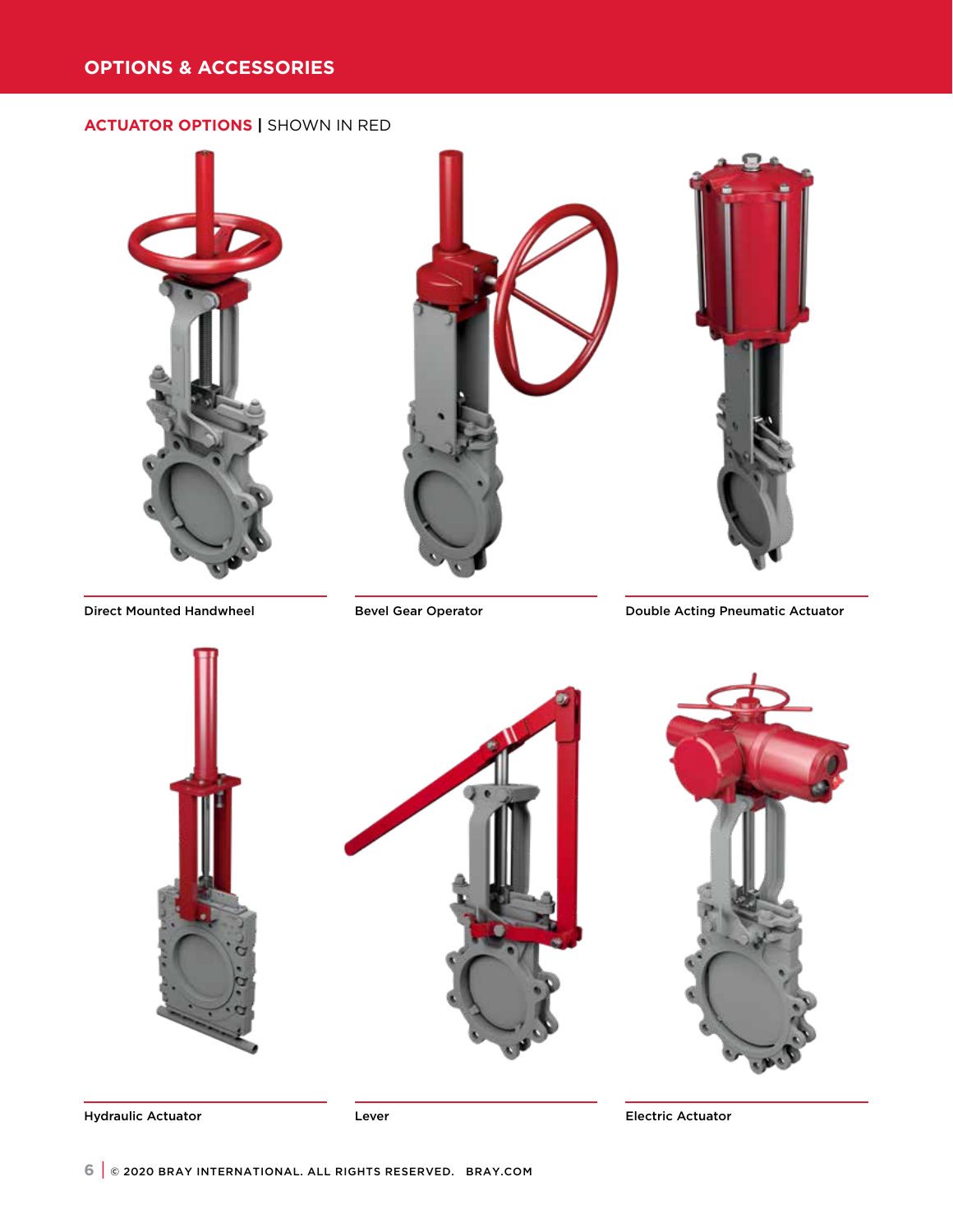# OPTIONS & ACCESSORIES

## ACTUATOR OPTIONS | SHOWN IN RED

Direct Mounted Handwheel

Bevel Gear Operator

Double Acting Pneumatic Actuator

Hydraulic Actuator

Lever

Electric Actuator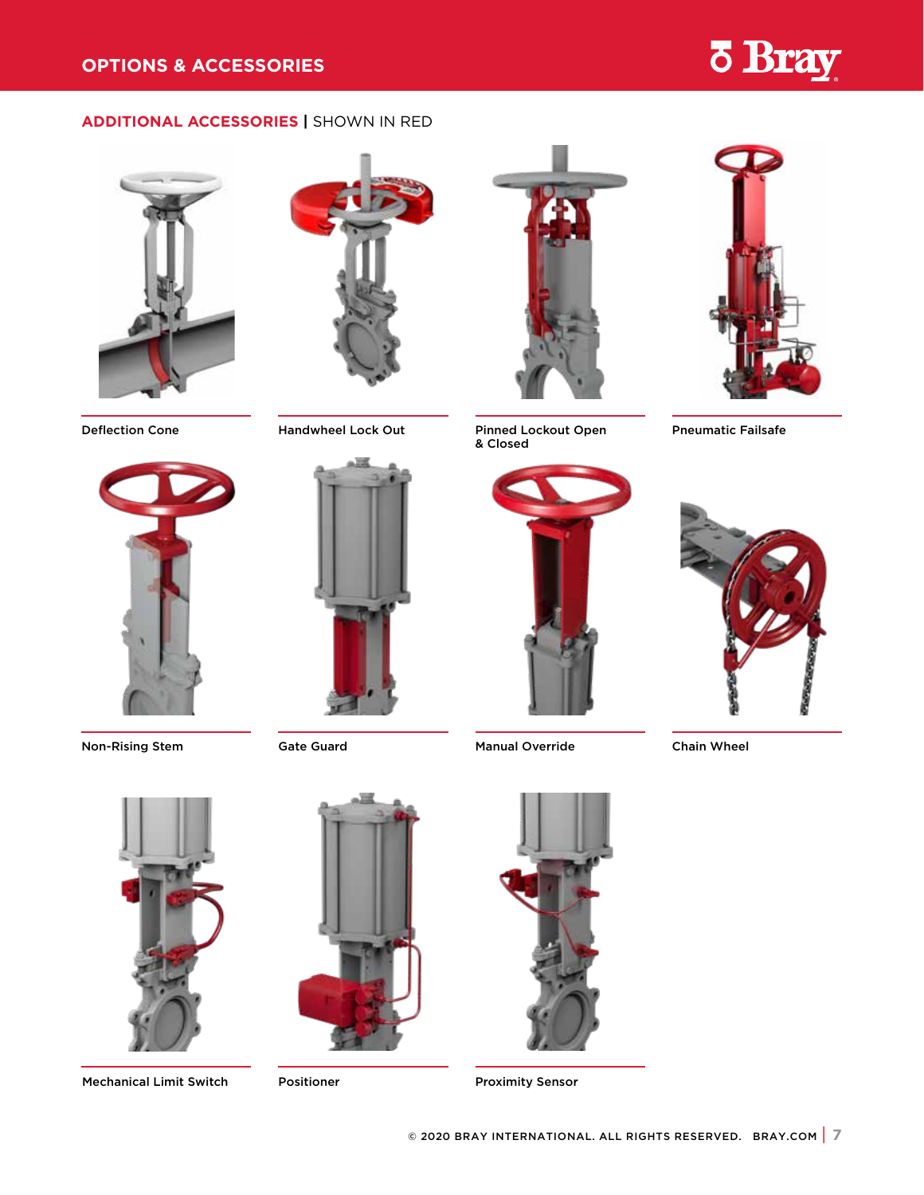## ADDITIONAL ACCESSORIES | SHOWN IN RED

Deflection Cone

Handwheel Lock Out

Pinned Lockout Open & Closed

Pneumatic Failsafe

Non-Rising Stem

Gate Guard

Manual Override

Chain Wheel

Mechanical Limit Switch

Positioner

Proximity Sensor

© 2020 BRAY INTERNATIONAL. ALL RIGHTS RESERVED. BRAY.COM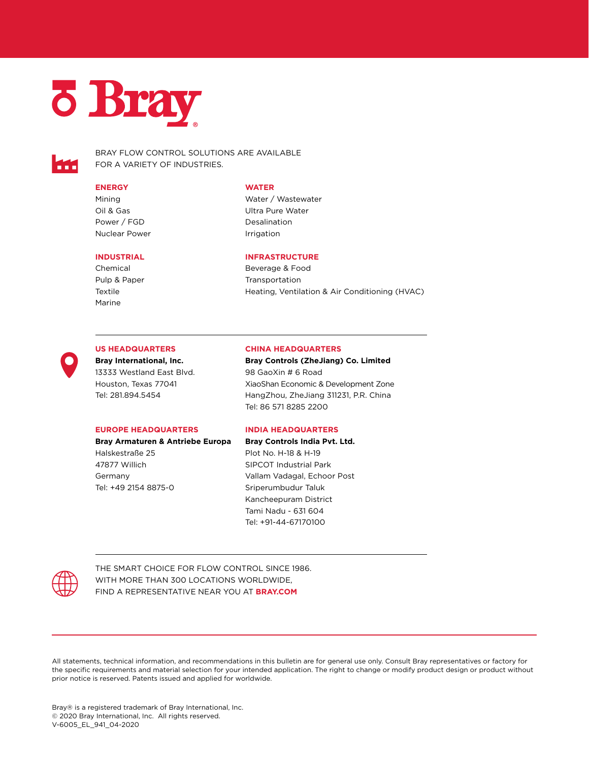# Bray®

BRAY FLOW CONTROL SOLUTIONS ARE AVAILABLE FOR A VARIETY OF INDUSTRIES.

**ENERGY**
Mining
Oil & Gas
Power / FGD
Nuclear Power

**WATER**
Water / Wastewater
Ultra Pure Water
Desalination
Irrigation

**INDUSTRIAL**
Chemical
Pulp & Paper
Textile
Marine

**INFRASTRUCTURE**
Beverage & Food
Transportation
Heating, Ventilation & Air Conditioning (HVAC)

---

**US HEADQUARTERS**
**Bray International, Inc.**
13333 Westland East Blvd.
Houston, Texas 77041
Tel: 281.894.5454

**CHINA HEADQUARTERS**
**Bray Controls (ZheJiang) Co. Limited**
98 GaoXin # 6 Road
XiaoShan Economic & Development Zone
HangZhou, ZheJiang 311231, P.R. China
Tel: 86 571 8285 2200

**EUROPE HEADQUARTERS**
**Bray Armaturen & Antriebe Europa**
Halskestraße 25
47877 Willich
Germany
Tel: +49 2154 8875-0

**INDIA HEADQUARTERS**
**Bray Controls India Pvt. Ltd.**
Plot No. H-18 & H-19
SIPCOT Industrial Park
Vallam Vadagal, Echoor Post
Sriperumbudur Taluk
Kancheepuram District
Tami Nadu - 631 604
Tel: +91-44-67170100

---

THE SMART CHOICE FOR FLOW CONTROL SINCE 1986.
WITH MORE THAN 300 LOCATIONS WORLDWIDE,
FIND A REPRESENTATIVE NEAR YOU AT **BRAY.COM**

---

All statements, technical information, and recommendations in this bulletin are for general use only. Consult Bray representatives or factory for the specific requirements and material selection for your intended application. The right to change or modify product design or product without prior notice is reserved. Patents issued and applied for worldwide.

Bray® is a registered trademark of Bray International, Inc.
© 2020 Bray International, Inc. All rights reserved.
V-6005_EL_941_04-2020